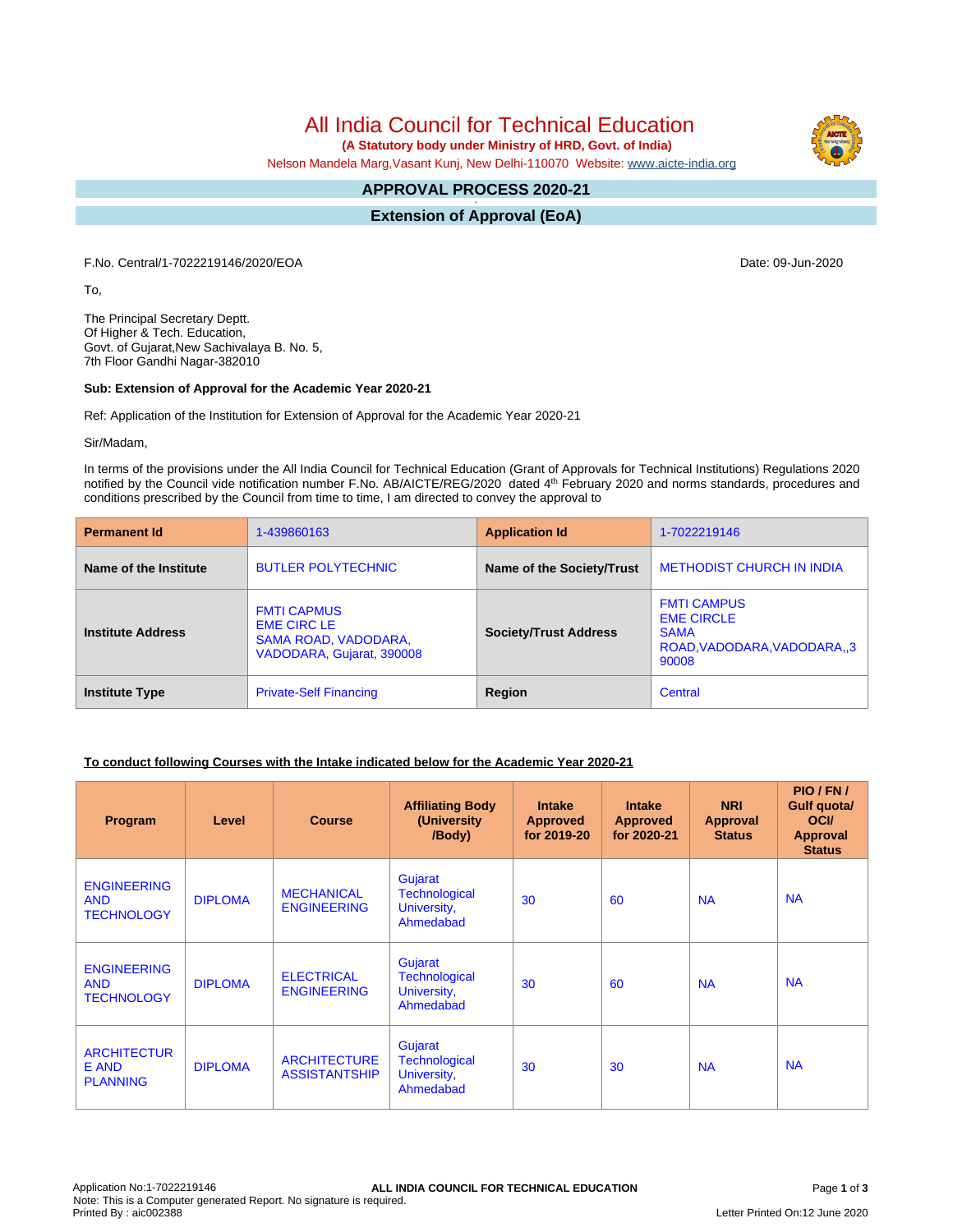# All India Council for Technical Education

**(A Statutory body under Ministry of HRD, Govt. of India)**

Nelson Mandela Marg,Vasant Kunj, New Delhi-110070 Website: www.aicte-india.org

## APPROVAL PROCESS 2020-21

## Extension of Approval (EoA)

F.No. Central/1-7022219146/2020/EOA

Date: 09-Jun-2020

To,

The Principal Secretary Deptt.
Of Higher & Tech. Education,
Govt. of Gujarat,New Sachivalaya B. No. 5,
7th Floor Gandhi Nagar-382010

**Sub: Extension of Approval for the Academic Year 2020-21**

Ref: Application of the Institution for Extension of Approval for the Academic Year 2020-21

Sir/Madam,

In terms of the provisions under the All India Council for Technical Education (Grant of Approvals for Technical Institutions) Regulations 2020 notified by the Council vide notification number F.No. AB/AICTE/REG/2020 dated 4th February 2020 and norms standards, procedures and conditions prescribed by the Council from time to time, I am directed to convey the approval to

| **Permanent Id** | 1-439860163 | **Application Id** | 1-7022219146 |
|---|---|---|---|
| **Name of the Institute** | BUTLER POLYTECHNIC | **Name of the Society/Trust** | METHODIST CHURCH IN INDIA |
| **Institute Address** | FMTI CAPMUS EME CIRC LE SAMA ROAD, VADODARA, VADODARA, Gujarat, 390008 | **Society/Trust Address** | FMTI CAMPUS EME CIRCLE SAMA ROAD,VADODARA,VADODARA,,390008 |
| **Institute Type** | Private-Self Financing | **Region** | Central |

**To conduct following Courses with the Intake indicated below for the Academic Year 2020-21**

| Program | Level | Course | Affiliating Body (University /Body) | Intake Approved for 2019-20 | Intake Approved for 2020-21 | NRI Approval Status | PIO / FN / Gulf quota/ OCI/ Approval Status |
|---|---|---|---|---|---|---|---|
| ENGINEERING AND TECHNOLOGY | DIPLOMA | MECHANICAL ENGINEERING | Gujarat Technological University, Ahmedabad | 30 | 60 | NA | NA |
| ENGINEERING AND TECHNOLOGY | DIPLOMA | ELECTRICAL ENGINEERING | Gujarat Technological University, Ahmedabad | 30 | 60 | NA | NA |
| ARCHITECTURE AND PLANNING | DIPLOMA | ARCHITECTURE ASSISTANTSHIP | Gujarat Technological University, Ahmedabad | 30 | 30 | NA | NA |

Application No:1-7022219146
Note: This is a Computer generated Report. No signature is required.
Printed By : aic002388
Letter Printed On:12 June 2020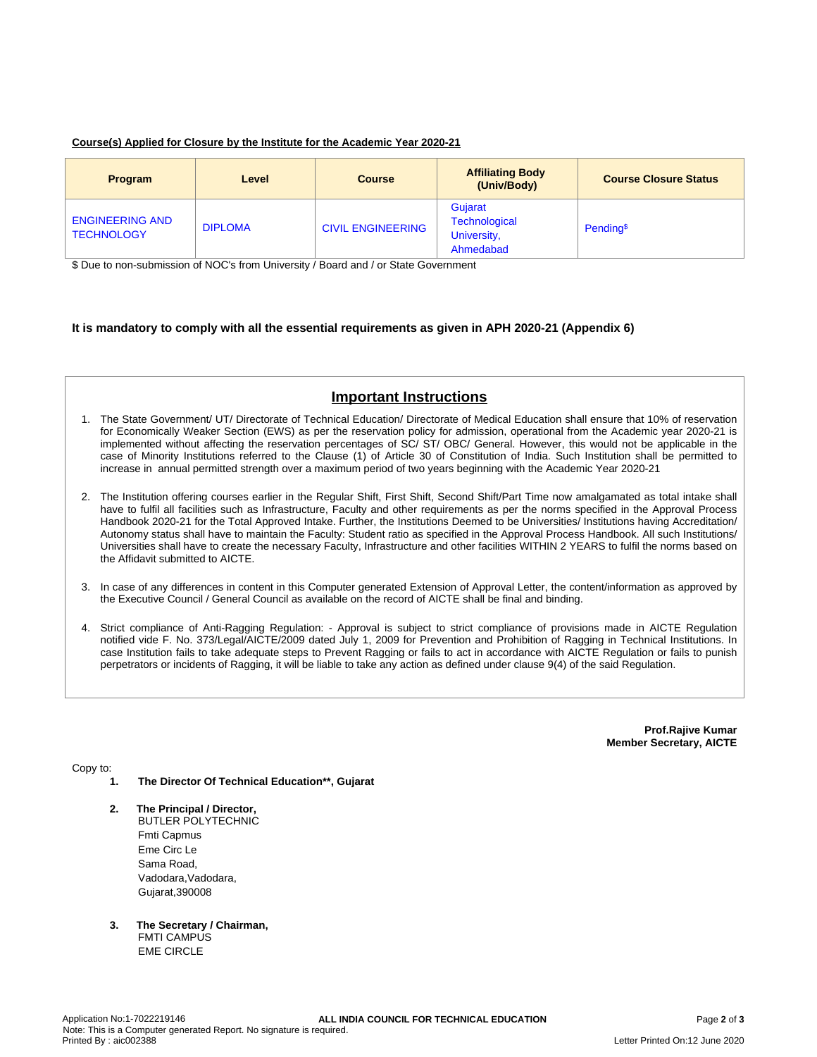**Course(s) Applied for Closure by the Institute for the Academic Year 2020-21**

| Program | Level | Course | Affiliating Body (Univ/Body) | Course Closure Status |
|---|---|---|---|---|
| ENGINEERING AND TECHNOLOGY | DIPLOMA | CIVIL ENGINEERING | Gujarat Technological University, Ahmedabad | Pending$ |

$ Due to non-submission of NOC's from University / Board and / or State Government

**It is mandatory to comply with all the essential requirements as given in APH 2020-21 (Appendix 6)**

## Important Instructions

1. The State Government/ UT/ Directorate of Technical Education/ Directorate of Medical Education shall ensure that 10% of reservation for Economically Weaker Section (EWS) as per the reservation policy for admission, operational from the Academic year 2020-21 is implemented without affecting the reservation percentages of SC/ ST/ OBC/ General. However, this would not be applicable in the case of Minority Institutions referred to the Clause (1) of Article 30 of Constitution of India. Such Institution shall be permitted to increase in annual permitted strength over a maximum period of two years beginning with the Academic Year 2020-21

2. The Institution offering courses earlier in the Regular Shift, First Shift, Second Shift/Part Time now amalgamated as total intake shall have to fulfil all facilities such as Infrastructure, Faculty and other requirements as per the norms specified in the Approval Process Handbook 2020-21 for the Total Approved Intake. Further, the Institutions Deemed to be Universities/ Institutions having Accreditation/ Autonomy status shall have to maintain the Faculty: Student ratio as specified in the Approval Process Handbook. All such Institutions/ Universities shall have to create the necessary Faculty, Infrastructure and other facilities WITHIN 2 YEARS to fulfil the norms based on the Affidavit submitted to AICTE.

3. In case of any differences in content in this Computer generated Extension of Approval Letter, the content/information as approved by the Executive Council / General Council as available on the record of AICTE shall be final and binding.

4. Strict compliance of Anti-Ragging Regulation: - Approval is subject to strict compliance of provisions made in AICTE Regulation notified vide F. No. 373/Legal/AICTE/2009 dated July 1, 2009 for Prevention and Prohibition of Ragging in Technical Institutions. In case Institution fails to take adequate steps to Prevent Ragging or fails to act in accordance with AICTE Regulation or fails to punish perpetrators or incidents of Ragging, it will be liable to take any action as defined under clause 9(4) of the said Regulation.

**Prof.Rajive Kumar**
**Member Secretary, AICTE**

Copy to:

1. **The Director Of Technical Education\*\*, Gujarat**

2. **The Principal / Director,**
   BUTLER POLYTECHNIC
   Fmti Capmus
   Eme Circ Le
   Sama Road,
   Vadodara,Vadodara,
   Gujarat,390008

3. **The Secretary / Chairman,**
   FMTI CAMPUS
   EME CIRCLE

Application No:1-7022219146
Note: This is a Computer generated Report. No signature is required.
Printed By : aic002388

Letter Printed On:12 June 2020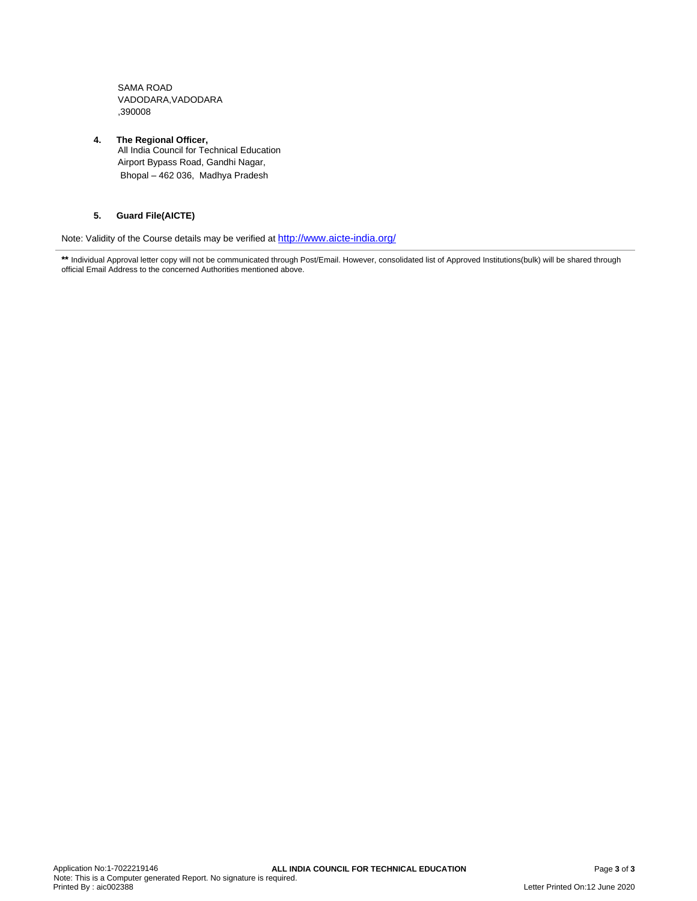SAMA ROAD
VADODARA,VADODARA
,390008

4. **The Regional Officer,**
   All India Council for Technical Education
   Airport Bypass Road, Gandhi Nagar,
   Bhopal – 462 036, Madhya Pradesh

5. **Guard File(AICTE)**

Note: Validity of the Course details may be verified at http://www.aicte-india.org/

---

**\*\*** Individual Approval letter copy will not be communicated through Post/Email. However, consolidated list of Approved Institutions(bulk) will be shared through official Email Address to the concerned Authorities mentioned above.